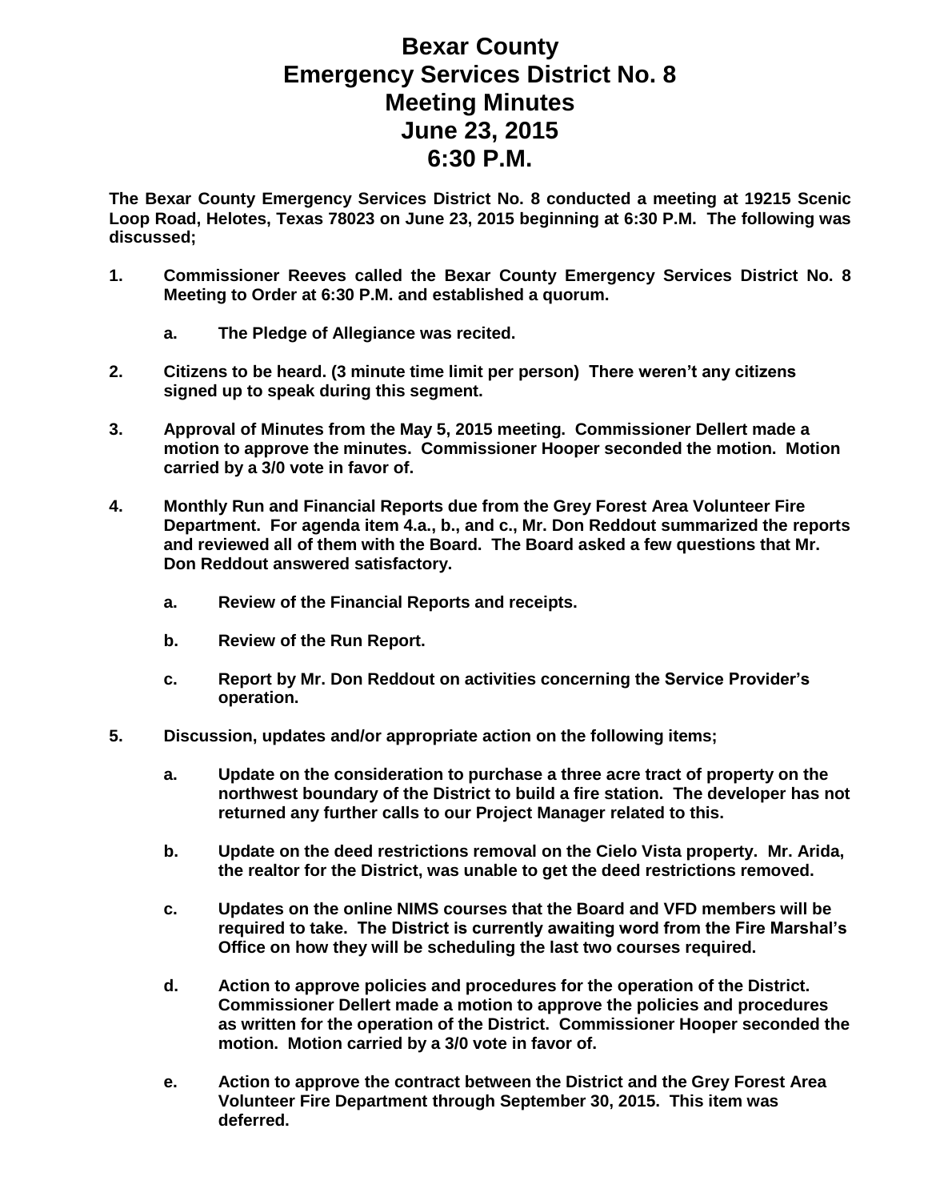# Bexar County
# Emergency Services District No. 8
# Meeting Minutes
# June 23, 2015
# 6:30 P.M.

**The Bexar County Emergency Services District No. 8 conducted a meeting at 19215 Scenic Loop Road, Helotes, Texas 78023 on June 23, 2015 beginning at 6:30 P.M. The following was discussed;**

1. **Commissioner Reeves called the Bexar County Emergency Services District No. 8 Meeting to Order at 6:30 P.M. and established a quorum.**

    a. **The Pledge of Allegiance was recited.**

2. **Citizens to be heard. (3 minute time limit per person) There weren't any citizens signed up to speak during this segment.**

3. **Approval of Minutes from the May 5, 2015 meeting. Commissioner Dellert made a motion to approve the minutes. Commissioner Hooper seconded the motion. Motion carried by a 3/0 vote in favor of.**

4. **Monthly Run and Financial Reports due from the Grey Forest Area Volunteer Fire Department. For agenda item 4.a., b., and c., Mr. Don Reddout summarized the reports and reviewed all of them with the Board. The Board asked a few questions that Mr. Don Reddout answered satisfactory.**

    a. **Review of the Financial Reports and receipts.**

    b. **Review of the Run Report.**

    c. **Report by Mr. Don Reddout on activities concerning the Service Provider's operation.**

5. **Discussion, updates and/or appropriate action on the following items;**

    a. **Update on the consideration to purchase a three acre tract of property on the northwest boundary of the District to build a fire station. The developer has not returned any further calls to our Project Manager related to this.**

    b. **Update on the deed restrictions removal on the Cielo Vista property. Mr. Arida, the realtor for the District, was unable to get the deed restrictions removed.**

    c. **Updates on the online NIMS courses that the Board and VFD members will be required to take. The District is currently awaiting word from the Fire Marshal's Office on how they will be scheduling the last two courses required.**

    d. **Action to approve policies and procedures for the operation of the District. Commissioner Dellert made a motion to approve the policies and procedures as written for the operation of the District. Commissioner Hooper seconded the motion. Motion carried by a 3/0 vote in favor of.**

    e. **Action to approve the contract between the District and the Grey Forest Area Volunteer Fire Department through September 30, 2015. This item was deferred.**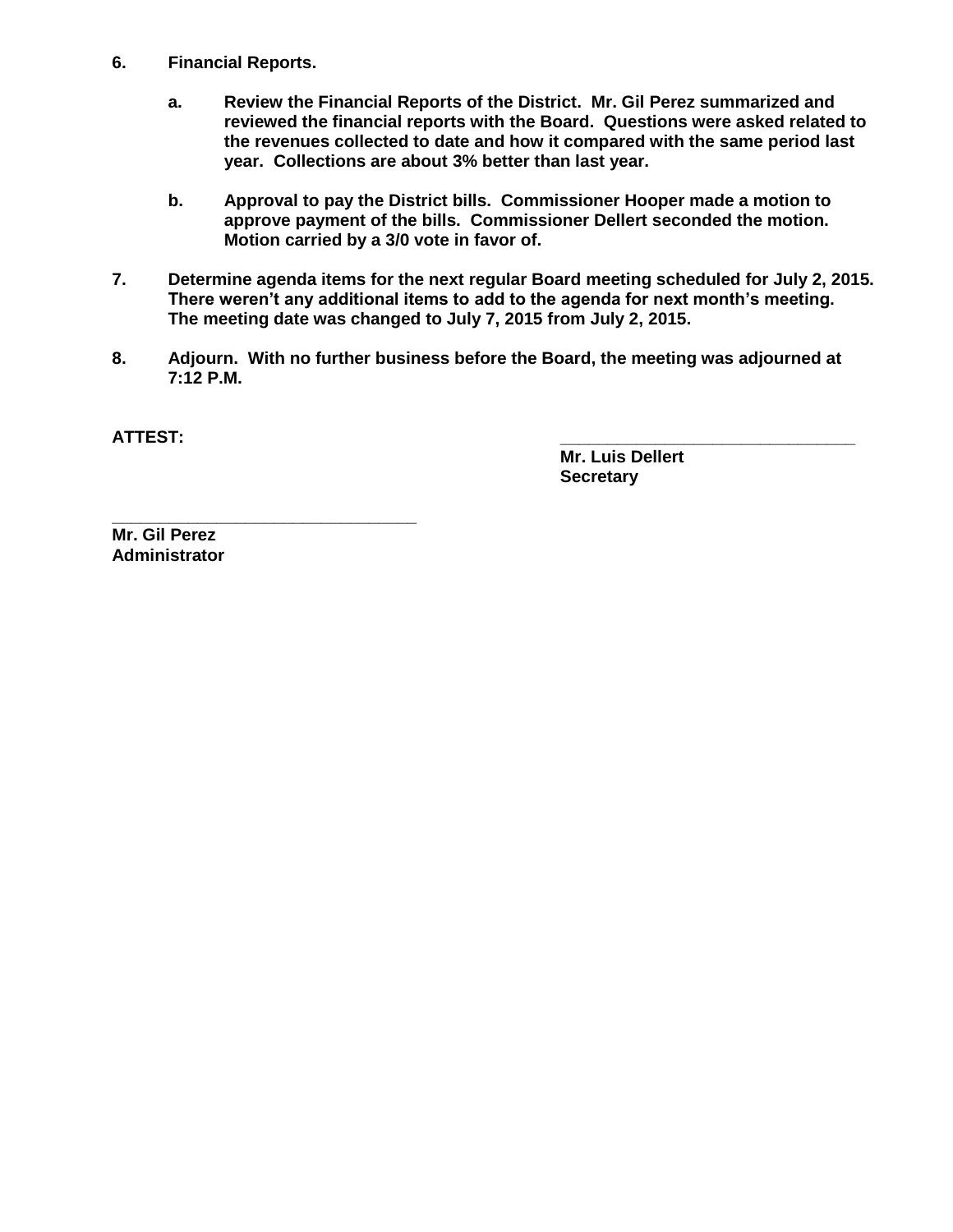**6. Financial Reports.**

**a. Review the Financial Reports of the District. Mr. Gil Perez summarized and reviewed the financial reports with the Board. Questions were asked related to the revenues collected to date and how it compared with the same period last year. Collections are about 3% better than last year.**

**b. Approval to pay the District bills. Commissioner Hooper made a motion to approve payment of the bills. Commissioner Dellert seconded the motion. Motion carried by a 3/0 vote in favor of.**

**7. Determine agenda items for the next regular Board meeting scheduled for July 2, 2015. There weren't any additional items to add to the agenda for next month's meeting. The meeting date was changed to July 7, 2015 from July 2, 2015.**

**8. Adjourn. With no further business before the Board, the meeting was adjourned at 7:12 P.M.**

**ATTEST:**

\_\_\_\_\_\_\_\_\_\_\_\_\_\_\_\_\_\_\_\_\_\_\_\_\_\_\_\_\_\_\_\_
**Mr. Luis Dellert**
**Secretary**

\_\_\_\_\_\_\_\_\_\_\_\_\_\_\_\_\_\_\_\_\_\_\_\_\_\_\_\_\_\_\_\_
**Mr. Gil Perez**
**Administrator**